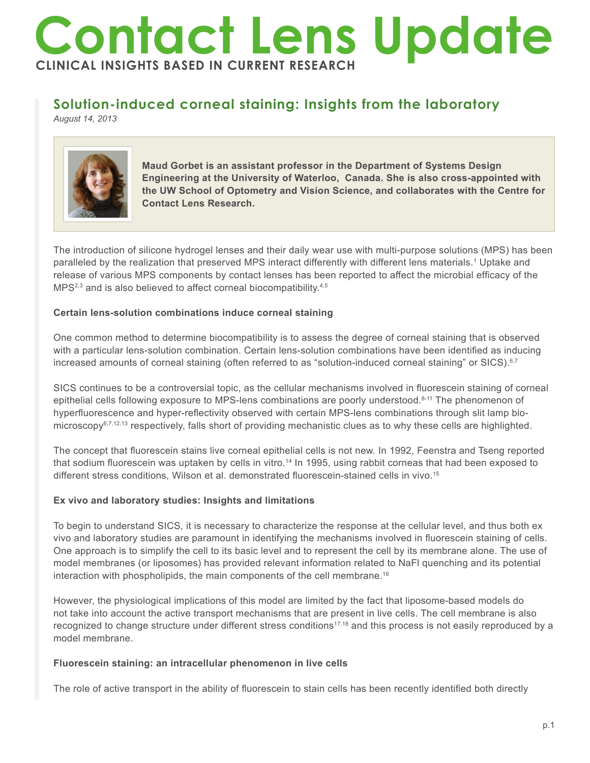# Contact Lens Update

**CLINICAL INSIGHTS BASED IN CURRENT RESEARCH**

## Solution-induced corneal staining: Insights from the laboratory

*August 14, 2013*

**Maud Gorbet is an assistant professor in the Department of Systems Design Engineering at the University of Waterloo, Canada. She is also cross-appointed with the UW School of Optometry and Vision Science, and collaborates with the Centre for Contact Lens Research.**

The introduction of silicone hydrogel lenses and their daily wear use with multi-purpose solutions (MPS) has been paralleled by the realization that preserved MPS interact differently with different lens materials.[1] Uptake and release of various MPS components by contact lenses has been reported to affect the microbial efficacy of the MPS[2,3] and is also believed to affect corneal biocompatibility.[4,5]

**Certain lens-solution combinations induce corneal staining**

One common method to determine biocompatibility is to assess the degree of corneal staining that is observed with a particular lens-solution combination. Certain lens-solution combinations have been identified as inducing increased amounts of corneal staining (often referred to as "solution-induced corneal staining" or SICS).[6,7]

SICS continues to be a controversial topic, as the cellular mechanisms involved in fluorescein staining of corneal epithelial cells following exposure to MPS-lens combinations are poorly understood.[8-11] The phenomenon of hyperfluorescence and hyper-reflectivity observed with certain MPS-lens combinations through slit lamp bio-microscopy[6,7,12,13] respectively, falls short of providing mechanistic clues as to why these cells are highlighted.

The concept that fluorescein stains live corneal epithelial cells is not new. In 1992, Feenstra and Tseng reported that sodium fluorescein was uptaken by cells in vitro.[14] In 1995, using rabbit corneas that had been exposed to different stress conditions, Wilson et al. demonstrated fluorescein-stained cells in vivo.[15]

**Ex vivo and laboratory studies: Insights and limitations**

To begin to understand SICS, it is necessary to characterize the response at the cellular level, and thus both ex vivo and laboratory studies are paramount in identifying the mechanisms involved in fluorescein staining of cells. One approach is to simplify the cell to its basic level and to represent the cell by its membrane alone. The use of model membranes (or liposomes) has provided relevant information related to NaFl quenching and its potential interaction with phospholipids, the main components of the cell membrane.[16]

However, the physiological implications of this model are limited by the fact that liposome-based models do not take into account the active transport mechanisms that are present in live cells. The cell membrane is also recognized to change structure under different stress conditions[17,18] and this process is not easily reproduced by a model membrane.

**Fluorescein staining: an intracellular phenomenon in live cells**

The role of active transport in the ability of fluorescein to stain cells has been recently identified both directly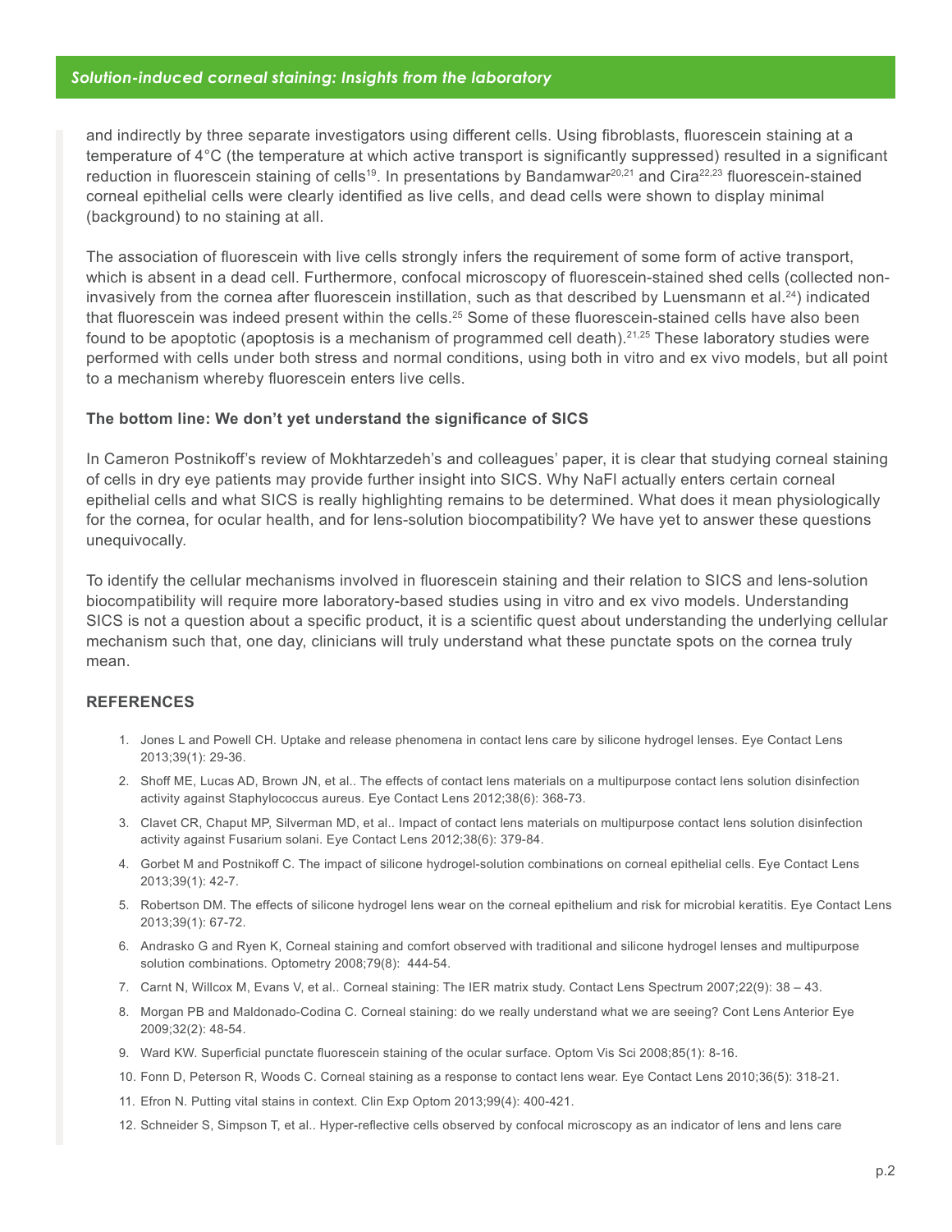and indirectly by three separate investigators using different cells. Using fibroblasts, fluorescein staining at a temperature of 4°C (the temperature at which active transport is significantly suppressed) resulted in a significant reduction in fluorescein staining of cells[19]. In presentations by Bandamwar[20,21] and Cira[22,23] fluorescein-stained corneal epithelial cells were clearly identified as live cells, and dead cells were shown to display minimal (background) to no staining at all.

The association of fluorescein with live cells strongly infers the requirement of some form of active transport, which is absent in a dead cell. Furthermore, confocal microscopy of fluorescein-stained shed cells (collected non-invasively from the cornea after fluorescein instillation, such as that described by Luensmann et al.[24]) indicated that fluorescein was indeed present within the cells.[25] Some of these fluorescein-stained cells have also been found to be apoptotic (apoptosis is a mechanism of programmed cell death).[21,25] These laboratory studies were performed with cells under both stress and normal conditions, using both in vitro and ex vivo models, but all point to a mechanism whereby fluorescein enters live cells.

### The bottom line: We don't yet understand the significance of SICS

In Cameron Postnikoff's review of Mokhtarzedeh's and colleagues' paper, it is clear that studying corneal staining of cells in dry eye patients may provide further insight into SICS. Why NaFl actually enters certain corneal epithelial cells and what SICS is really highlighting remains to be determined. What does it mean physiologically for the cornea, for ocular health, and for lens-solution biocompatibility? We have yet to answer these questions unequivocally.

To identify the cellular mechanisms involved in fluorescein staining and their relation to SICS and lens-solution biocompatibility will require more laboratory-based studies using in vitro and ex vivo models. Understanding SICS is not a question about a specific product, it is a scientific quest about understanding the underlying cellular mechanism such that, one day, clinicians will truly understand what these punctate spots on the cornea truly mean.

### REFERENCES

1. Jones L and Powell CH. Uptake and release phenomena in contact lens care by silicone hydrogel lenses. Eye Contact Lens 2013;39(1): 29-36.
2. Shoff ME, Lucas AD, Brown JN, et al.. The effects of contact lens materials on a multipurpose contact lens solution disinfection activity against Staphylococcus aureus. Eye Contact Lens 2012;38(6): 368-73.
3. Clavet CR, Chaput MP, Silverman MD, et al.. Impact of contact lens materials on multipurpose contact lens solution disinfection activity against Fusarium solani. Eye Contact Lens 2012;38(6): 379-84.
4. Gorbet M and Postnikoff C. The impact of silicone hydrogel-solution combinations on corneal epithelial cells. Eye Contact Lens 2013;39(1): 42-7.
5. Robertson DM. The effects of silicone hydrogel lens wear on the corneal epithelium and risk for microbial keratitis. Eye Contact Lens 2013;39(1): 67-72.
6. Andrasko G and Ryen K, Corneal staining and comfort observed with traditional and silicone hydrogel lenses and multipurpose solution combinations. Optometry 2008;79(8): 444-54.
7. Carnt N, Willcox M, Evans V, et al.. Corneal staining: The IER matrix study. Contact Lens Spectrum 2007;22(9): 38 – 43.
8. Morgan PB and Maldonado-Codina C. Corneal staining: do we really understand what we are seeing? Cont Lens Anterior Eye 2009;32(2): 48-54.
9. Ward KW. Superficial punctate fluorescein staining of the ocular surface. Optom Vis Sci 2008;85(1): 8-16.
10. Fonn D, Peterson R, Woods C. Corneal staining as a response to contact lens wear. Eye Contact Lens 2010;36(5): 318-21.
11. Efron N. Putting vital stains in context. Clin Exp Optom 2013;99(4): 400-421.
12. Schneider S, Simpson T, et al.. Hyper-reflective cells observed by confocal microscopy as an indicator of lens and lens care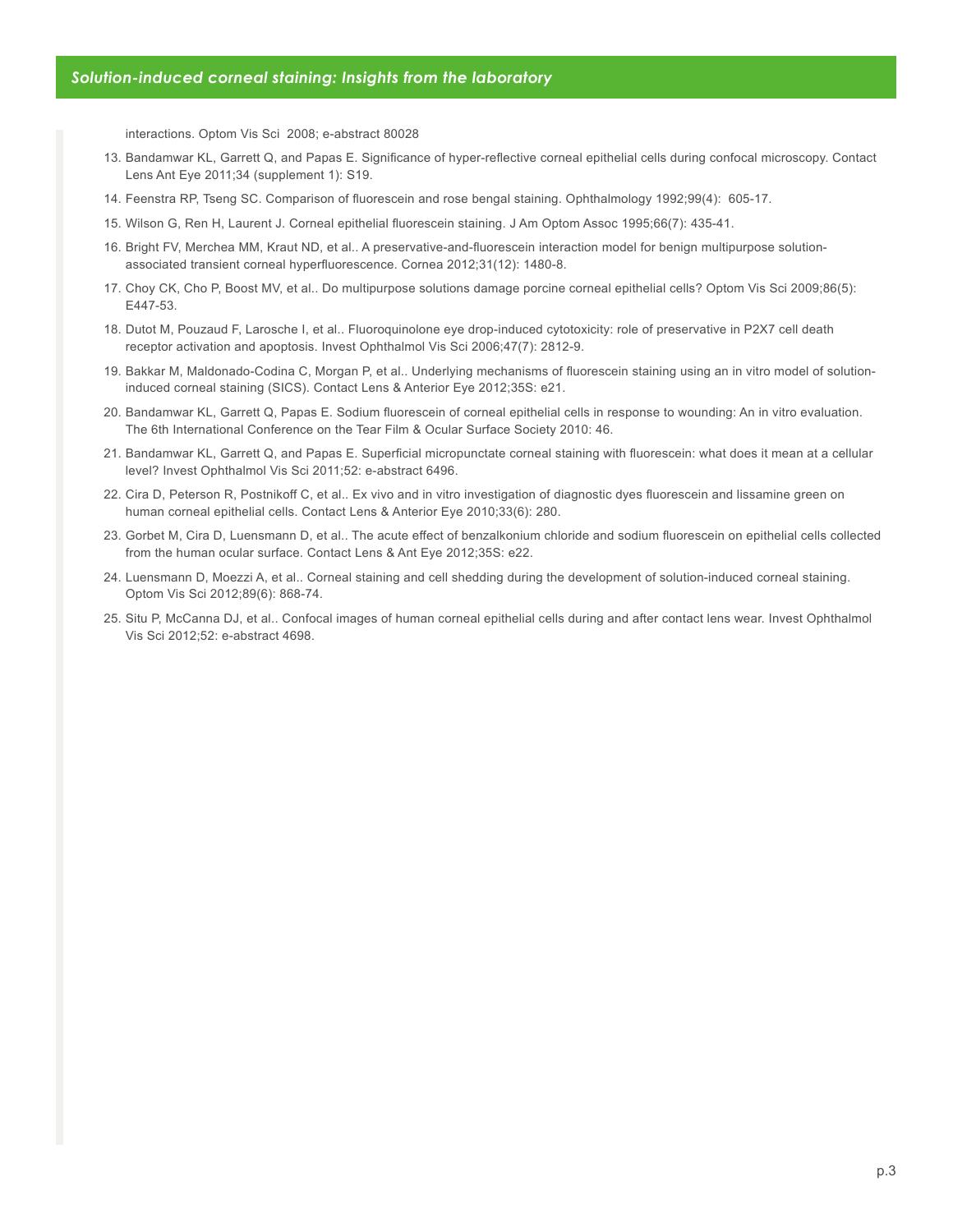interactions. Optom Vis Sci  2008; e-abstract 80028

13. Bandamwar KL, Garrett Q, and Papas E. Significance of hyper-reflective corneal epithelial cells during confocal microscopy. Contact Lens Ant Eye 2011;34 (supplement 1): S19.
14. Feenstra RP, Tseng SC. Comparison of fluorescein and rose bengal staining. Ophthalmology 1992;99(4):  605-17.
15. Wilson G, Ren H, Laurent J. Corneal epithelial fluorescein staining. J Am Optom Assoc 1995;66(7): 435-41.
16. Bright FV, Merchea MM, Kraut ND, et al.. A preservative-and-fluorescein interaction model for benign multipurpose solution-associated transient corneal hyperfluorescence. Cornea 2012;31(12): 1480-8.
17. Choy CK, Cho P, Boost MV, et al.. Do multipurpose solutions damage porcine corneal epithelial cells? Optom Vis Sci 2009;86(5): E447-53.
18. Dutot M, Pouzaud F, Larosche I, et al.. Fluoroquinolone eye drop-induced cytotoxicity: role of preservative in P2X7 cell death receptor activation and apoptosis. Invest Ophthalmol Vis Sci 2006;47(7): 2812-9.
19. Bakkar M, Maldonado-Codina C, Morgan P, et al.. Underlying mechanisms of fluorescein staining using an in vitro model of solution-induced corneal staining (SICS). Contact Lens & Anterior Eye 2012;35S: e21.
20. Bandamwar KL, Garrett Q, Papas E. Sodium fluorescein of corneal epithelial cells in response to wounding: An in vitro evaluation. The 6th International Conference on the Tear Film & Ocular Surface Society 2010: 46.
21. Bandamwar KL, Garrett Q, and Papas E. Superficial micropunctate corneal staining with fluorescein: what does it mean at a cellular level? Invest Ophthalmol Vis Sci 2011;52: e-abstract 6496.
22. Cira D, Peterson R, Postnikoff C, et al.. Ex vivo and in vitro investigation of diagnostic dyes fluorescein and lissamine green on human corneal epithelial cells. Contact Lens & Anterior Eye 2010;33(6): 280.
23. Gorbet M, Cira D, Luensmann D, et al.. The acute effect of benzalkonium chloride and sodium fluorescein on epithelial cells collected from the human ocular surface. Contact Lens & Ant Eye 2012;35S: e22.
24. Luensmann D, Moezzi A, et al.. Corneal staining and cell shedding during the development of solution-induced corneal staining. Optom Vis Sci 2012;89(6): 868-74.
25. Situ P, McCanna DJ, et al.. Confocal images of human corneal epithelial cells during and after contact lens wear. Invest Ophthalmol Vis Sci 2012;52: e-abstract 4698.